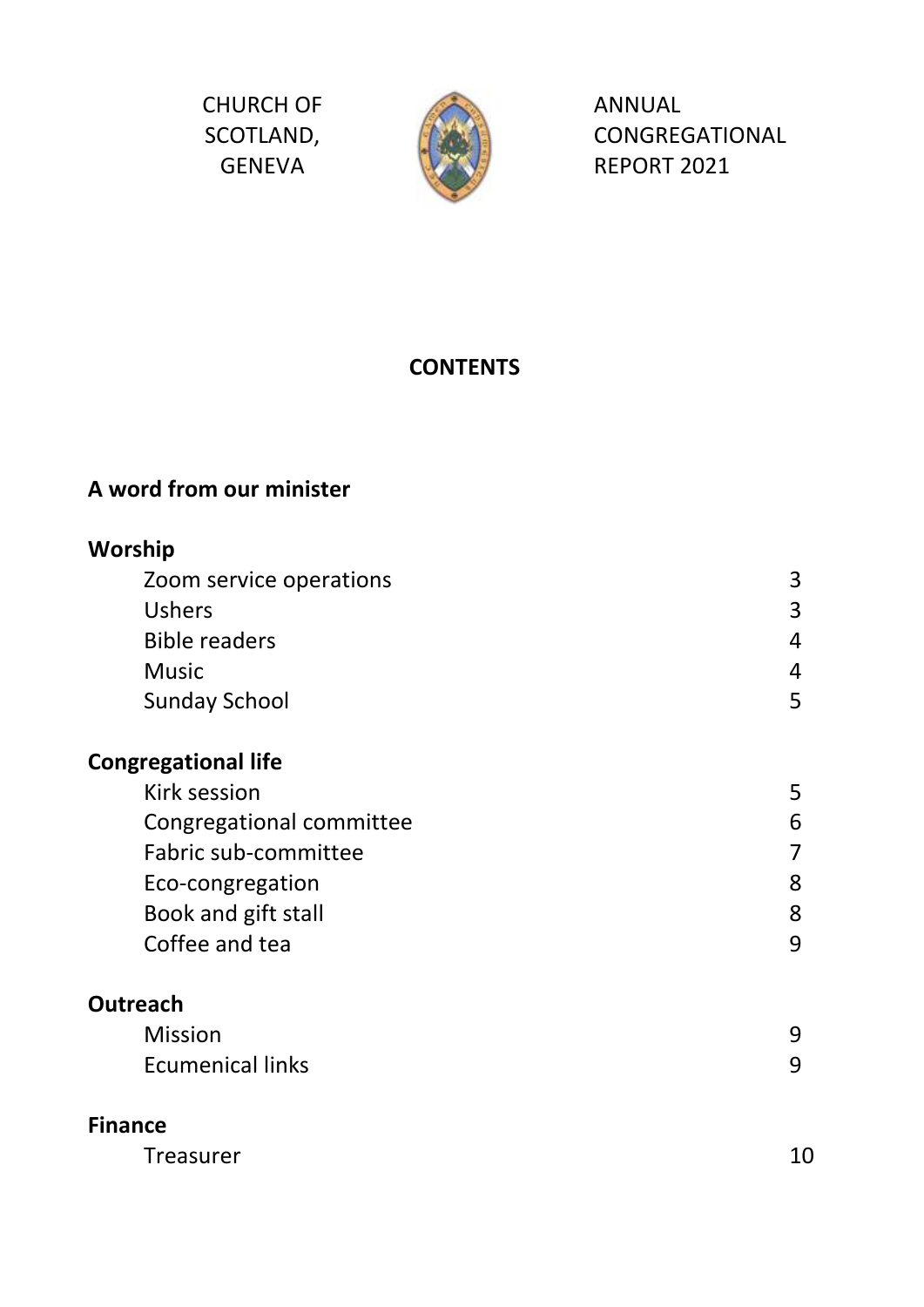CHURCH OF SCOTLAND, GENEVA

ANNUAL CONGREGATIONAL REPORT 2021

## CONTENTS

**A word from our minister**

**Worship**

| | |
|---|---|
| Zoom service operations | 3 |
| Ushers | 3 |
| Bible readers | 4 |
| Music | 4 |
| Sunday School | 5 |

**Congregational life**

| | |
|---|---|
| Kirk session | 5 |
| Congregational committee | 6 |
| Fabric sub-committee | 7 |
| Eco-congregation | 8 |
| Book and gift stall | 8 |
| Coffee and tea | 9 |

**Outreach**

| | |
|---|---|
| Mission | 9 |
| Ecumenical links | 9 |

**Finance**

| | |
|---|---|
| Treasurer | 10 |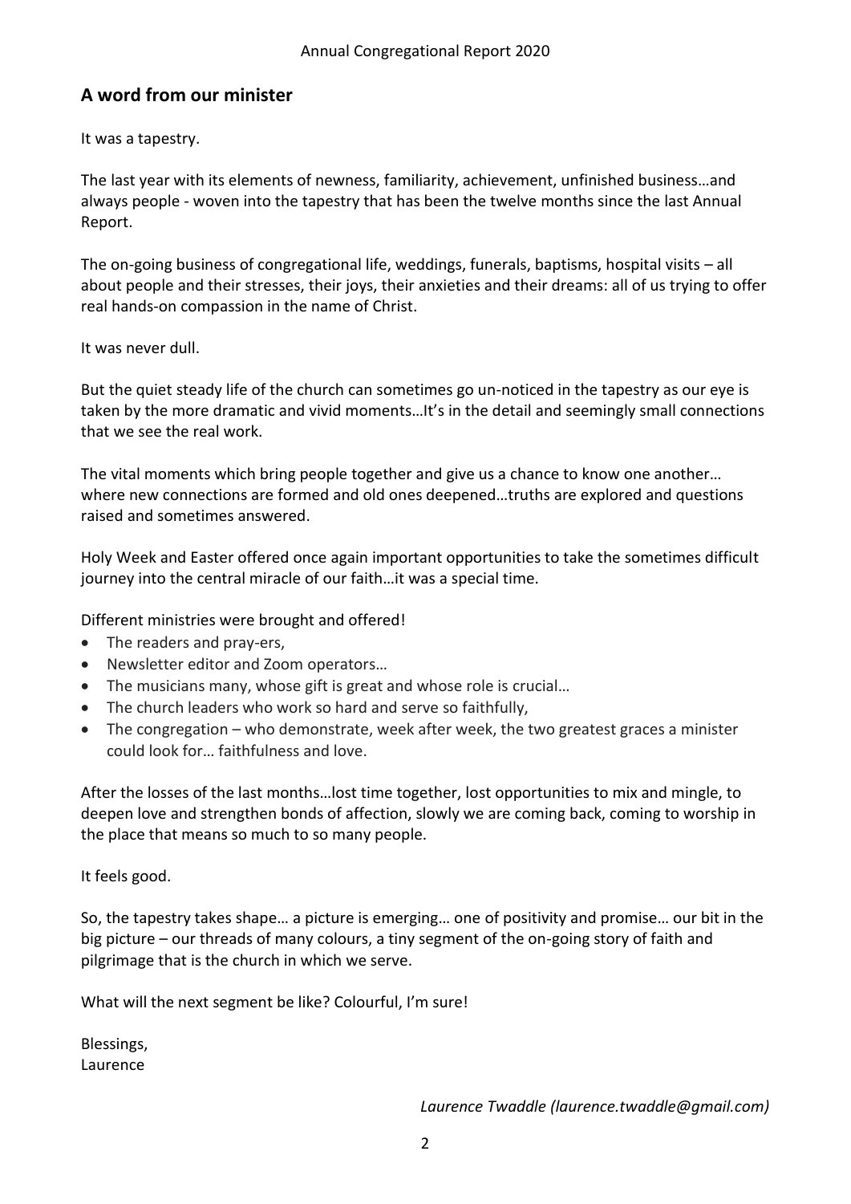## A word from our minister

It was a tapestry.

The last year with its elements of newness, familiarity, achievement, unfinished business…and always people - woven into the tapestry that has been the twelve months since the last Annual Report.

The on-going business of congregational life, weddings, funerals, baptisms, hospital visits – all about people and their stresses, their joys, their anxieties and their dreams: all of us trying to offer real hands-on compassion in the name of Christ.

It was never dull.

But the quiet steady life of the church can sometimes go un-noticed in the tapestry as our eye is taken by the more dramatic and vivid moments…It's in the detail and seemingly small connections that we see the real work.

The vital moments which bring people together and give us a chance to know one another… where new connections are formed and old ones deepened…truths are explored and questions raised and sometimes answered.

Holy Week and Easter offered once again important opportunities to take the sometimes difficult journey into the central miracle of our faith…it was a special time.

Different ministries were brought and offered!

- The readers and pray-ers,
- Newsletter editor and Zoom operators…
- The musicians many, whose gift is great and whose role is crucial…
- The church leaders who work so hard and serve so faithfully,
- The congregation – who demonstrate, week after week, the two greatest graces a minister could look for… faithfulness and love.

After the losses of the last months…lost time together, lost opportunities to mix and mingle, to deepen love and strengthen bonds of affection, slowly we are coming back, coming to worship in the place that means so much to so many people.

It feels good.

So, the tapestry takes shape… a picture is emerging… one of positivity and promise… our bit in the big picture – our threads of many colours, a tiny segment of the on-going story of faith and pilgrimage that is the church in which we serve.

What will the next segment be like? Colourful, I'm sure!

Blessings,
Laurence

*Laurence Twaddle (laurence.twaddle@gmail.com)*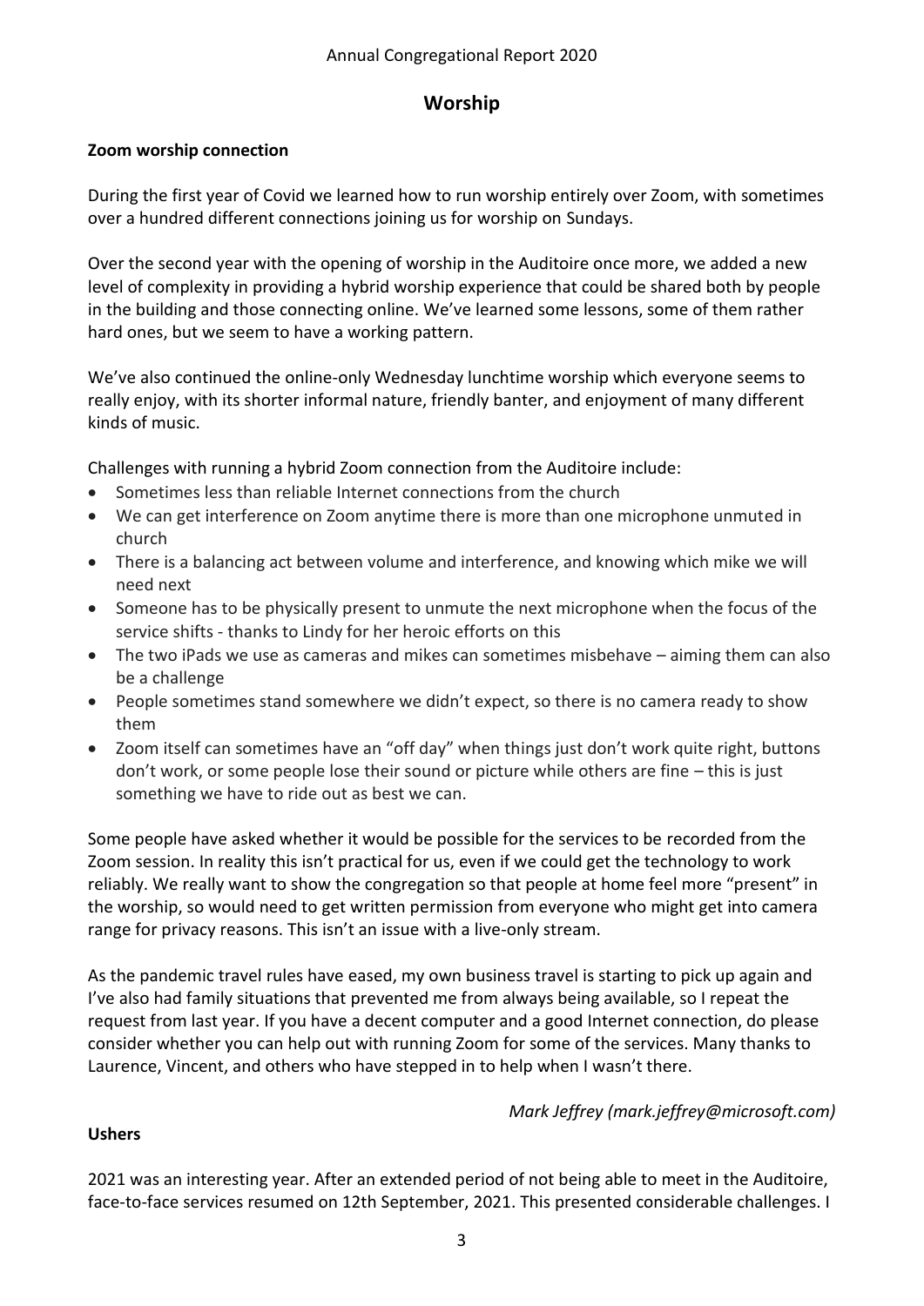# Worship

### Zoom worship connection

During the first year of Covid we learned how to run worship entirely over Zoom, with sometimes over a hundred different connections joining us for worship on Sundays.

Over the second year with the opening of worship in the Auditoire once more, we added a new level of complexity in providing a hybrid worship experience that could be shared both by people in the building and those connecting online. We've learned some lessons, some of them rather hard ones, but we seem to have a working pattern.

We've also continued the online-only Wednesday lunchtime worship which everyone seems to really enjoy, with its shorter informal nature, friendly banter, and enjoyment of many different kinds of music.

Challenges with running a hybrid Zoom connection from the Auditoire include:

- Sometimes less than reliable Internet connections from the church
- We can get interference on Zoom anytime there is more than one microphone unmuted in church
- There is a balancing act between volume and interference, and knowing which mike we will need next
- Someone has to be physically present to unmute the next microphone when the focus of the service shifts - thanks to Lindy for her heroic efforts on this
- The two iPads we use as cameras and mikes can sometimes misbehave – aiming them can also be a challenge
- People sometimes stand somewhere we didn't expect, so there is no camera ready to show them
- Zoom itself can sometimes have an "off day" when things just don't work quite right, buttons don't work, or some people lose their sound or picture while others are fine – this is just something we have to ride out as best we can.

Some people have asked whether it would be possible for the services to be recorded from the Zoom session. In reality this isn't practical for us, even if we could get the technology to work reliably. We really want to show the congregation so that people at home feel more "present" in the worship, so would need to get written permission from everyone who might get into camera range for privacy reasons. This isn't an issue with a live-only stream.

As the pandemic travel rules have eased, my own business travel is starting to pick up again and I've also had family situations that prevented me from always being available, so I repeat the request from last year. If you have a decent computer and a good Internet connection, do please consider whether you can help out with running Zoom for some of the services. Many thanks to Laurence, Vincent, and others who have stepped in to help when I wasn't there.

*Mark Jeffrey (mark.jeffrey@microsoft.com)*

### Ushers

2021 was an interesting year. After an extended period of not being able to meet in the Auditoire, face-to-face services resumed on 12th September, 2021. This presented considerable challenges. I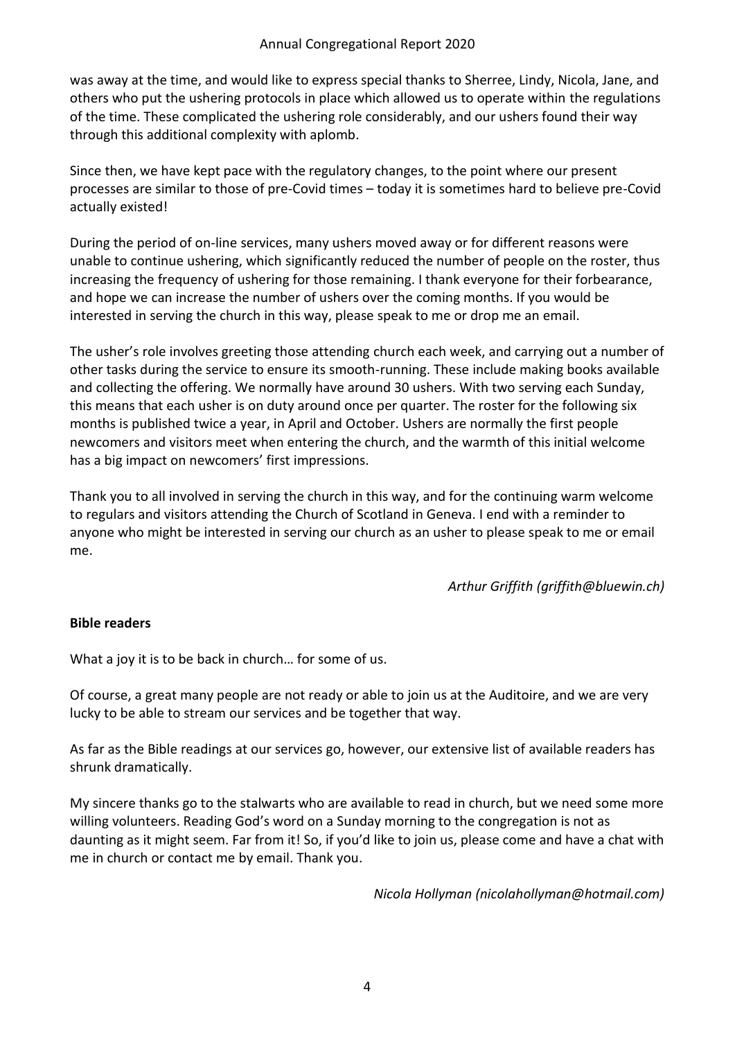was away at the time, and would like to express special thanks to Sherree, Lindy, Nicola, Jane, and others who put the ushering protocols in place which allowed us to operate within the regulations of the time. These complicated the ushering role considerably, and our ushers found their way through this additional complexity with aplomb.

Since then, we have kept pace with the regulatory changes, to the point where our present processes are similar to those of pre-Covid times – today it is sometimes hard to believe pre-Covid actually existed!

During the period of on-line services, many ushers moved away or for different reasons were unable to continue ushering, which significantly reduced the number of people on the roster, thus increasing the frequency of ushering for those remaining. I thank everyone for their forbearance, and hope we can increase the number of ushers over the coming months. If you would be interested in serving the church in this way, please speak to me or drop me an email.

The usher's role involves greeting those attending church each week, and carrying out a number of other tasks during the service to ensure its smooth-running. These include making books available and collecting the offering. We normally have around 30 ushers. With two serving each Sunday, this means that each usher is on duty around once per quarter. The roster for the following six months is published twice a year, in April and October. Ushers are normally the first people newcomers and visitors meet when entering the church, and the warmth of this initial welcome has a big impact on newcomers' first impressions.

Thank you to all involved in serving the church in this way, and for the continuing warm welcome to regulars and visitors attending the Church of Scotland in Geneva. I end with a reminder to anyone who might be interested in serving our church as an usher to please speak to me or email me.

*Arthur Griffith (griffith@bluewin.ch)*

**Bible readers**

What a joy it is to be back in church… for some of us.

Of course, a great many people are not ready or able to join us at the Auditoire, and we are very lucky to be able to stream our services and be together that way.

As far as the Bible readings at our services go, however, our extensive list of available readers has shrunk dramatically.

My sincere thanks go to the stalwarts who are available to read in church, but we need some more willing volunteers. Reading God's word on a Sunday morning to the congregation is not as daunting as it might seem. Far from it! So, if you'd like to join us, please come and have a chat with me in church or contact me by email. Thank you.

*Nicola Hollyman (nicolahollyman@hotmail.com)*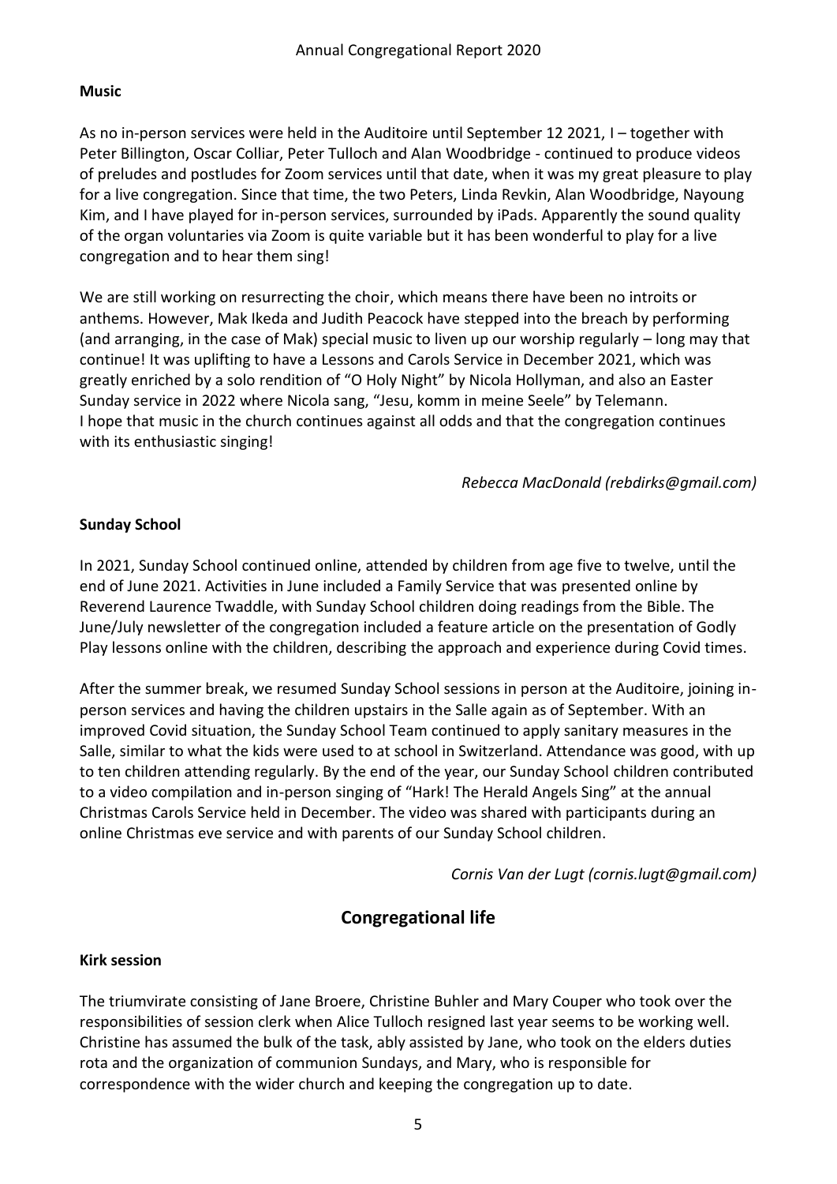### Music

As no in-person services were held in the Auditoire until September 12 2021, I – together with Peter Billington, Oscar Colliar, Peter Tulloch and Alan Woodbridge - continued to produce videos of preludes and postludes for Zoom services until that date, when it was my great pleasure to play for a live congregation. Since that time, the two Peters, Linda Revkin, Alan Woodbridge, Nayoung Kim, and I have played for in-person services, surrounded by iPads. Apparently the sound quality of the organ voluntaries via Zoom is quite variable but it has been wonderful to play for a live congregation and to hear them sing!

We are still working on resurrecting the choir, which means there have been no introits or anthems. However, Mak Ikeda and Judith Peacock have stepped into the breach by performing (and arranging, in the case of Mak) special music to liven up our worship regularly – long may that continue! It was uplifting to have a Lessons and Carols Service in December 2021, which was greatly enriched by a solo rendition of "O Holy Night" by Nicola Hollyman, and also an Easter Sunday service in 2022 where Nicola sang, "Jesu, komm in meine Seele" by Telemann.
I hope that music in the church continues against all odds and that the congregation continues with its enthusiastic singing!

*Rebecca MacDonald (rebdirks@gmail.com)*

### Sunday School

In 2021, Sunday School continued online, attended by children from age five to twelve, until the end of June 2021. Activities in June included a Family Service that was presented online by Reverend Laurence Twaddle, with Sunday School children doing readings from the Bible. The June/July newsletter of the congregation included a feature article on the presentation of Godly Play lessons online with the children, describing the approach and experience during Covid times.

After the summer break, we resumed Sunday School sessions in person at the Auditoire, joining in-person services and having the children upstairs in the Salle again as of September. With an improved Covid situation, the Sunday School Team continued to apply sanitary measures in the Salle, similar to what the kids were used to at school in Switzerland. Attendance was good, with up to ten children attending regularly. By the end of the year, our Sunday School children contributed to a video compilation and in-person singing of "Hark! The Herald Angels Sing" at the annual Christmas Carols Service held in December. The video was shared with participants during an online Christmas eve service and with parents of our Sunday School children.

*Cornis Van der Lugt (cornis.lugt@gmail.com)*

## Congregational life

### Kirk session

The triumvirate consisting of Jane Broere, Christine Buhler and Mary Couper who took over the responsibilities of session clerk when Alice Tulloch resigned last year seems to be working well. Christine has assumed the bulk of the task, ably assisted by Jane, who took on the elders duties rota and the organization of communion Sundays, and Mary, who is responsible for correspondence with the wider church and keeping the congregation up to date.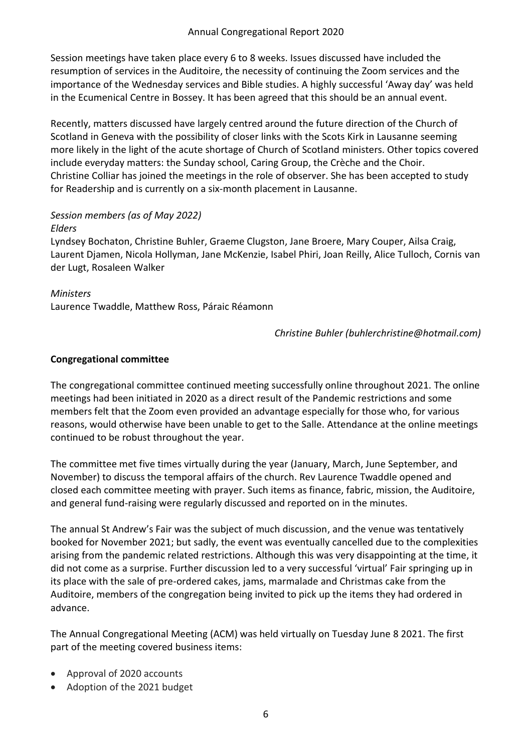Session meetings have taken place every 6 to 8 weeks. Issues discussed have included the resumption of services in the Auditoire, the necessity of continuing the Zoom services and the importance of the Wednesday services and Bible studies. A highly successful 'Away day' was held in the Ecumenical Centre in Bossey. It has been agreed that this should be an annual event.

Recently, matters discussed have largely centred around the future direction of the Church of Scotland in Geneva with the possibility of closer links with the Scots Kirk in Lausanne seeming more likely in the light of the acute shortage of Church of Scotland ministers. Other topics covered include everyday matters: the Sunday school, Caring Group, the Crèche and the Choir. Christine Colliar has joined the meetings in the role of observer. She has been accepted to study for Readership and is currently on a six-month placement in Lausanne.

*Session members (as of May 2022)*
*Elders*
Lyndsey Bochaton, Christine Buhler, Graeme Clugston, Jane Broere, Mary Couper, Ailsa Craig, Laurent Djamen, Nicola Hollyman, Jane McKenzie, Isabel Phiri, Joan Reilly, Alice Tulloch, Cornis van der Lugt, Rosaleen Walker

*Ministers*
Laurence Twaddle, Matthew Ross, Páraic Réamonn

*Christine Buhler (buhlerchristine@hotmail.com)*

**Congregational committee**

The congregational committee continued meeting successfully online throughout 2021. The online meetings had been initiated in 2020 as a direct result of the Pandemic restrictions and some members felt that the Zoom even provided an advantage especially for those who, for various reasons, would otherwise have been unable to get to the Salle. Attendance at the online meetings continued to be robust throughout the year.

The committee met five times virtually during the year (January, March, June September, and November) to discuss the temporal affairs of the church. Rev Laurence Twaddle opened and closed each committee meeting with prayer. Such items as finance, fabric, mission, the Auditoire, and general fund-raising were regularly discussed and reported on in the minutes.

The annual St Andrew's Fair was the subject of much discussion, and the venue was tentatively booked for November 2021; but sadly, the event was eventually cancelled due to the complexities arising from the pandemic related restrictions. Although this was very disappointing at the time, it did not come as a surprise. Further discussion led to a very successful 'virtual' Fair springing up in its place with the sale of pre-ordered cakes, jams, marmalade and Christmas cake from the Auditoire, members of the congregation being invited to pick up the items they had ordered in advance.

The Annual Congregational Meeting (ACM) was held virtually on Tuesday June 8 2021. The first part of the meeting covered business items:

- Approval of 2020 accounts
- Adoption of the 2021 budget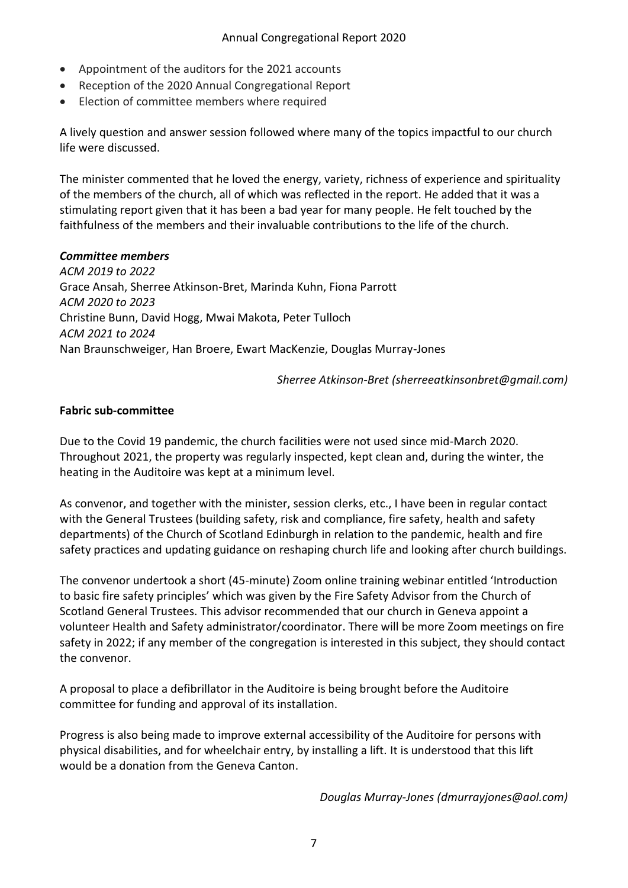- Appointment of the auditors for the 2021 accounts
- Reception of the 2020 Annual Congregational Report
- Election of committee members where required

A lively question and answer session followed where many of the topics impactful to our church life were discussed.

The minister commented that he loved the energy, variety, richness of experience and spirituality of the members of the church, all of which was reflected in the report. He added that it was a stimulating report given that it has been a bad year for many people. He felt touched by the faithfulness of the members and their invaluable contributions to the life of the church.

***Committee members***

*ACM 2019 to 2022*
Grace Ansah, Sherree Atkinson-Bret, Marinda Kuhn, Fiona Parrott
*ACM 2020 to 2023*
Christine Bunn, David Hogg, Mwai Makota, Peter Tulloch
*ACM 2021 to 2024*
Nan Braunschweiger, Han Broere, Ewart MacKenzie, Douglas Murray-Jones

*Sherree Atkinson-Bret (sherreeatkinsonbret@gmail.com)*

**Fabric sub-committee**

Due to the Covid 19 pandemic, the church facilities were not used since mid-March 2020. Throughout 2021, the property was regularly inspected, kept clean and, during the winter, the heating in the Auditoire was kept at a minimum level.

As convenor, and together with the minister, session clerks, etc., I have been in regular contact with the General Trustees (building safety, risk and compliance, fire safety, health and safety departments) of the Church of Scotland Edinburgh in relation to the pandemic, health and fire safety practices and updating guidance on reshaping church life and looking after church buildings.

The convenor undertook a short (45-minute) Zoom online training webinar entitled 'Introduction to basic fire safety principles' which was given by the Fire Safety Advisor from the Church of Scotland General Trustees. This advisor recommended that our church in Geneva appoint a volunteer Health and Safety administrator/coordinator. There will be more Zoom meetings on fire safety in 2022; if any member of the congregation is interested in this subject, they should contact the convenor.

A proposal to place a defibrillator in the Auditoire is being brought before the Auditoire committee for funding and approval of its installation.

Progress is also being made to improve external accessibility of the Auditoire for persons with physical disabilities, and for wheelchair entry, by installing a lift. It is understood that this lift would be a donation from the Geneva Canton.

*Douglas Murray-Jones (dmurrayjones@aol.com)*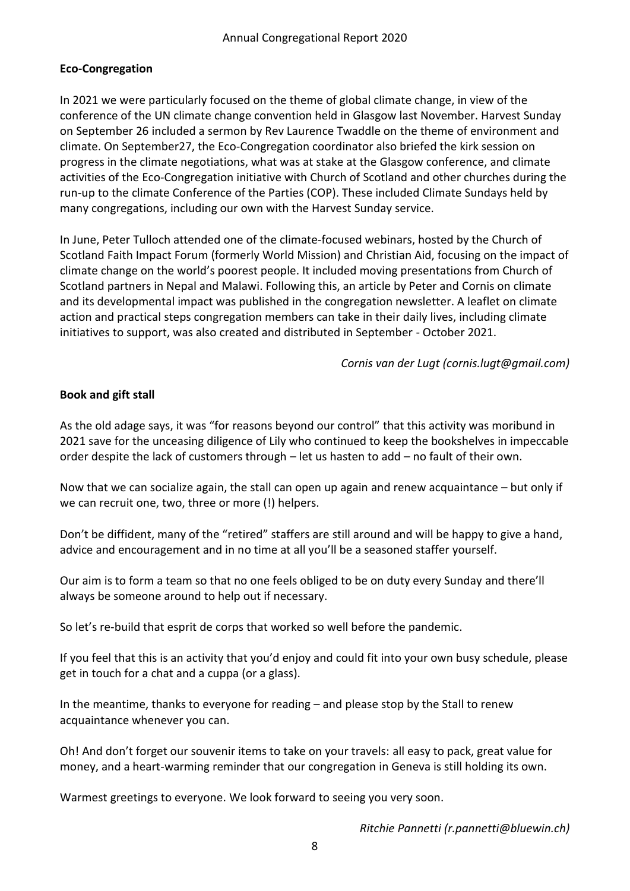## Eco-Congregation

In 2021 we were particularly focused on the theme of global climate change, in view of the conference of the UN climate change convention held in Glasgow last November. Harvest Sunday on September 26 included a sermon by Rev Laurence Twaddle on the theme of environment and climate. On September27, the Eco-Congregation coordinator also briefed the kirk session on progress in the climate negotiations, what was at stake at the Glasgow conference, and climate activities of the Eco-Congregation initiative with Church of Scotland and other churches during the run-up to the climate Conference of the Parties (COP). These included Climate Sundays held by many congregations, including our own with the Harvest Sunday service.

In June, Peter Tulloch attended one of the climate-focused webinars, hosted by the Church of Scotland Faith Impact Forum (formerly World Mission) and Christian Aid, focusing on the impact of climate change on the world's poorest people. It included moving presentations from Church of Scotland partners in Nepal and Malawi. Following this, an article by Peter and Cornis on climate and its developmental impact was published in the congregation newsletter. A leaflet on climate action and practical steps congregation members can take in their daily lives, including climate initiatives to support, was also created and distributed in September - October 2021.

*Cornis van der Lugt (cornis.lugt@gmail.com)*

## Book and gift stall

As the old adage says, it was "for reasons beyond our control" that this activity was moribund in 2021 save for the unceasing diligence of Lily who continued to keep the bookshelves in impeccable order despite the lack of customers through – let us hasten to add – no fault of their own.

Now that we can socialize again, the stall can open up again and renew acquaintance – but only if we can recruit one, two, three or more (!) helpers.

Don't be diffident, many of the "retired" staffers are still around and will be happy to give a hand, advice and encouragement and in no time at all you'll be a seasoned staffer yourself.

Our aim is to form a team so that no one feels obliged to be on duty every Sunday and there'll always be someone around to help out if necessary.

So let's re-build that esprit de corps that worked so well before the pandemic.

If you feel that this is an activity that you'd enjoy and could fit into your own busy schedule, please get in touch for a chat and a cuppa (or a glass).

In the meantime, thanks to everyone for reading – and please stop by the Stall to renew acquaintance whenever you can.

Oh! And don't forget our souvenir items to take on your travels: all easy to pack, great value for money, and a heart-warming reminder that our congregation in Geneva is still holding its own.

Warmest greetings to everyone. We look forward to seeing you very soon.

*Ritchie Pannetti (r.pannetti@bluewin.ch)*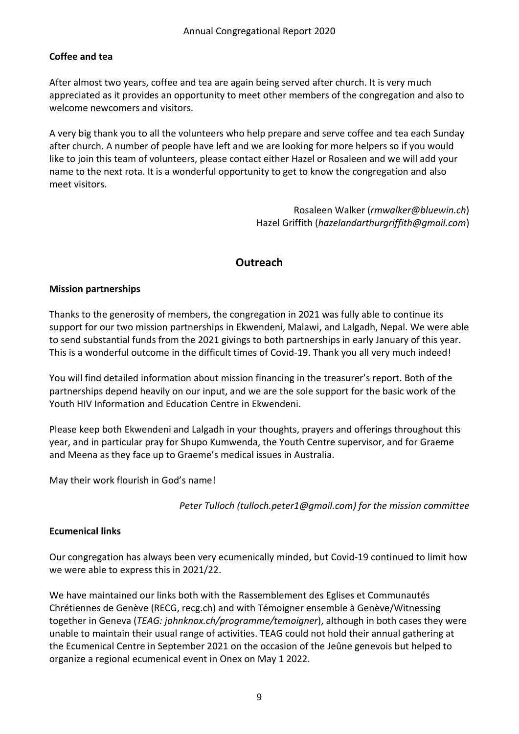### Coffee and tea

After almost two years, coffee and tea are again being served after church. It is very much appreciated as it provides an opportunity to meet other members of the congregation and also to welcome newcomers and visitors.

A very big thank you to all the volunteers who help prepare and serve coffee and tea each Sunday after church. A number of people have left and we are looking for more helpers so if you would like to join this team of volunteers, please contact either Hazel or Rosaleen and we will add your name to the next rota. It is a wonderful opportunity to get to know the congregation and also meet visitors.

Rosaleen Walker (*rmwalker@bluewin.ch*)
Hazel Griffith (*hazelandarthurgriffith@gmail.com*)

## Outreach

### Mission partnerships

Thanks to the generosity of members, the congregation in 2021 was fully able to continue its support for our two mission partnerships in Ekwendeni, Malawi, and Lalgadh, Nepal. We were able to send substantial funds from the 2021 givings to both partnerships in early January of this year. This is a wonderful outcome in the difficult times of Covid-19. Thank you all very much indeed!

You will find detailed information about mission financing in the treasurer's report. Both of the partnerships depend heavily on our input, and we are the sole support for the basic work of the Youth HIV Information and Education Centre in Ekwendeni.

Please keep both Ekwendeni and Lalgadh in your thoughts, prayers and offerings throughout this year, and in particular pray for Shupo Kumwenda, the Youth Centre supervisor, and for Graeme and Meena as they face up to Graeme's medical issues in Australia.

May their work flourish in God's name!

*Peter Tulloch (tulloch.peter1@gmail.com) for the mission committee*

### Ecumenical links

Our congregation has always been very ecumenically minded, but Covid-19 continued to limit how we were able to express this in 2021/22.

We have maintained our links both with the Rassemblement des Eglises et Communautés Chrétiennes de Genève (RECG, recg.ch) and with Témoigner ensemble à Genève/Witnessing together in Geneva (*TEAG: johnknox.ch/programme/temoigner*), although in both cases they were unable to maintain their usual range of activities. TEAG could not hold their annual gathering at the Ecumenical Centre in September 2021 on the occasion of the Jeûne genevois but helped to organize a regional ecumenical event in Onex on May 1 2022.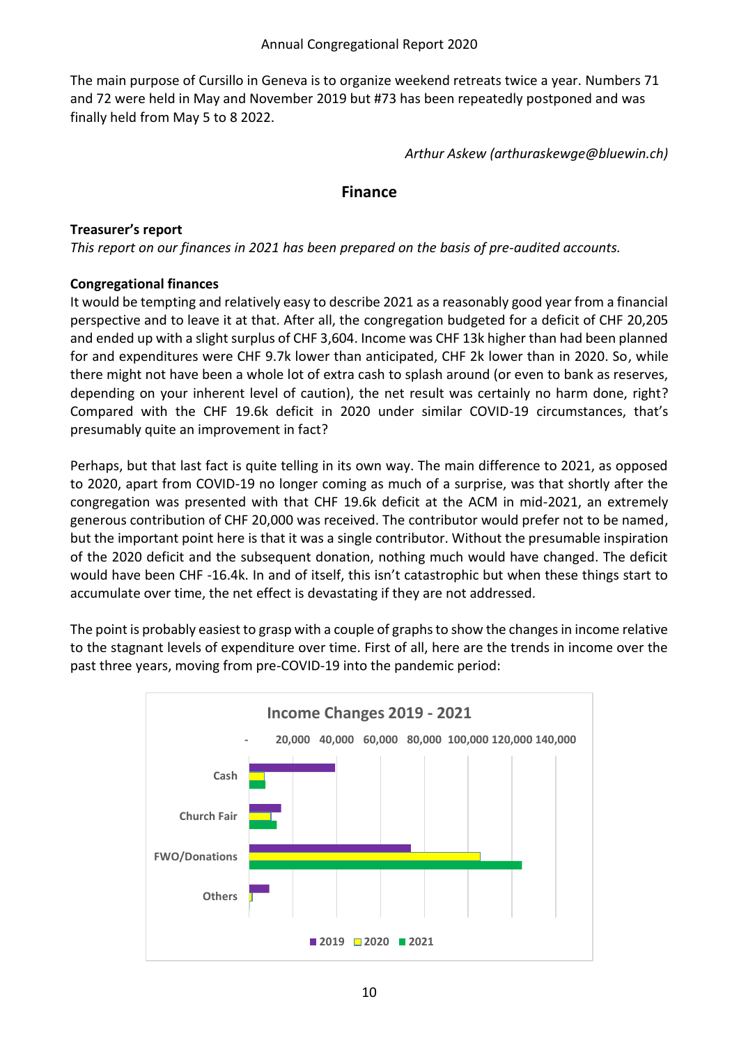The main purpose of Cursillo in Geneva is to organize weekend retreats twice a year. Numbers 71 and 72 were held in May and November 2019 but #73 has been repeatedly postponed and was finally held from May 5 to 8 2022.

*Arthur Askew (arthuraskewge@bluewin.ch)*

## Finance

**Treasurer's report**

*This report on our finances in 2021 has been prepared on the basis of pre-audited accounts.*

**Congregational finances**

It would be tempting and relatively easy to describe 2021 as a reasonably good year from a financial perspective and to leave it at that. After all, the congregation budgeted for a deficit of CHF 20,205 and ended up with a slight surplus of CHF 3,604. Income was CHF 13k higher than had been planned for and expenditures were CHF 9.7k lower than anticipated, CHF 2k lower than in 2020. So, while there might not have been a whole lot of extra cash to splash around (or even to bank as reserves, depending on your inherent level of caution), the net result was certainly no harm done, right? Compared with the CHF 19.6k deficit in 2020 under similar COVID-19 circumstances, that's presumably quite an improvement in fact?

Perhaps, but that last fact is quite telling in its own way. The main difference to 2021, as opposed to 2020, apart from COVID-19 no longer coming as much of a surprise, was that shortly after the congregation was presented with that CHF 19.6k deficit at the ACM in mid-2021, an extremely generous contribution of CHF 20,000 was received. The contributor would prefer not to be named, but the important point here is that it was a single contributor. Without the presumable inspiration of the 2020 deficit and the subsequent donation, nothing much would have changed. The deficit would have been CHF -16.4k. In and of itself, this isn't catastrophic but when these things start to accumulate over time, the net effect is devastating if they are not addressed.

The point is probably easiest to grasp with a couple of graphs to show the changes in income relative to the stagnant levels of expenditure over time. First of all, here are the trends in income over the past three years, moving from pre-COVID-19 into the pandemic period:

**Income Changes 2019 - 2021**

Categories: Cash, Church Fair, FWO/Donations, Others (scale: - to 140,000; series: 2019, 2020, 2021)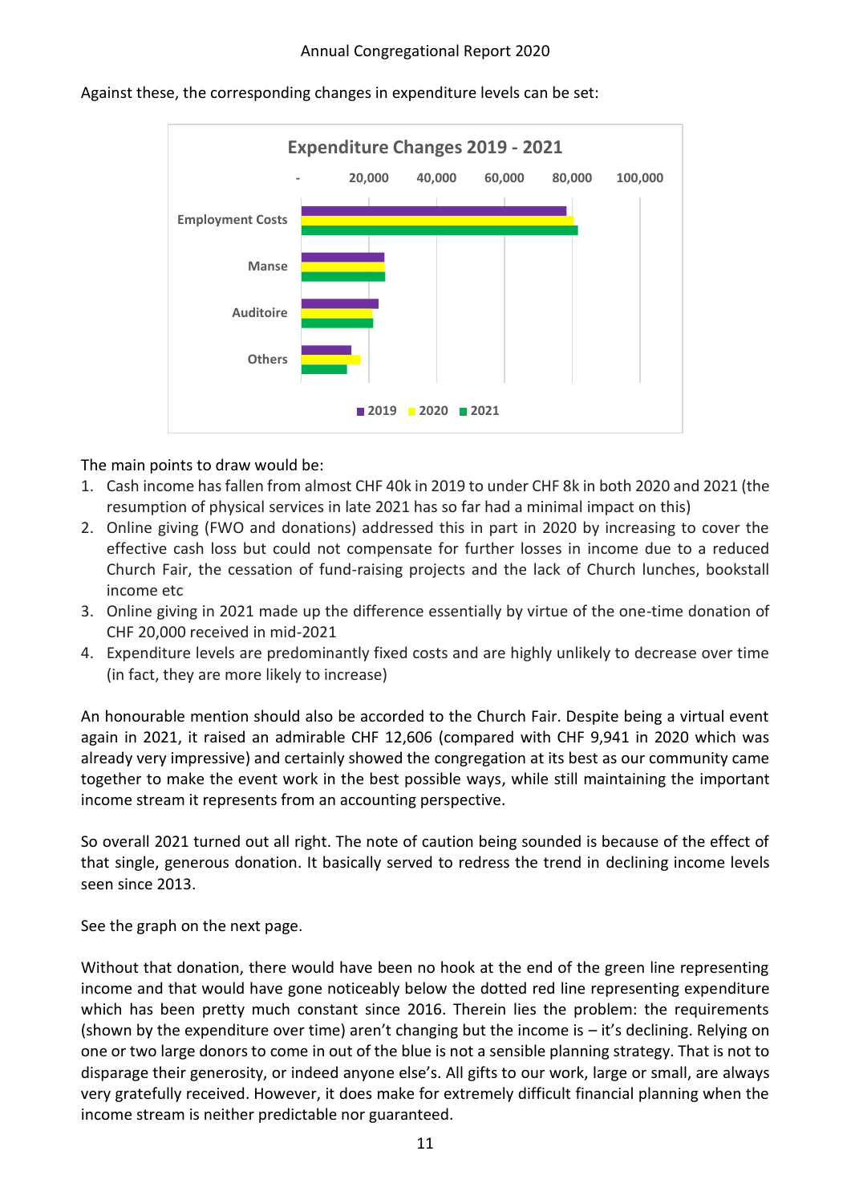Against these, the corresponding changes in expenditure levels can be set:

The main points to draw would be:

1. Cash income has fallen from almost CHF 40k in 2019 to under CHF 8k in both 2020 and 2021 (the resumption of physical services in late 2021 has so far had a minimal impact on this)
2. Online giving (FWO and donations) addressed this in part in 2020 by increasing to cover the effective cash loss but could not compensate for further losses in income due to a reduced Church Fair, the cessation of fund-raising projects and the lack of Church lunches, bookstall income etc
3. Online giving in 2021 made up the difference essentially by virtue of the one-time donation of CHF 20,000 received in mid-2021
4. Expenditure levels are predominantly fixed costs and are highly unlikely to decrease over time (in fact, they are more likely to increase)

An honourable mention should also be accorded to the Church Fair. Despite being a virtual event again in 2021, it raised an admirable CHF 12,606 (compared with CHF 9,941 in 2020 which was already very impressive) and certainly showed the congregation at its best as our community came together to make the event work in the best possible ways, while still maintaining the important income stream it represents from an accounting perspective.

So overall 2021 turned out all right. The note of caution being sounded is because of the effect of that single, generous donation. It basically served to redress the trend in declining income levels seen since 2013.

See the graph on the next page.

Without that donation, there would have been no hook at the end of the green line representing income and that would have gone noticeably below the dotted red line representing expenditure which has been pretty much constant since 2016. Therein lies the problem: the requirements (shown by the expenditure over time) aren't changing but the income is – it's declining. Relying on one or two large donors to come in out of the blue is not a sensible planning strategy. That is not to disparage their generosity, or indeed anyone else's. All gifts to our work, large or small, are always very gratefully received. However, it does make for extremely difficult financial planning when the income stream is neither predictable nor guaranteed.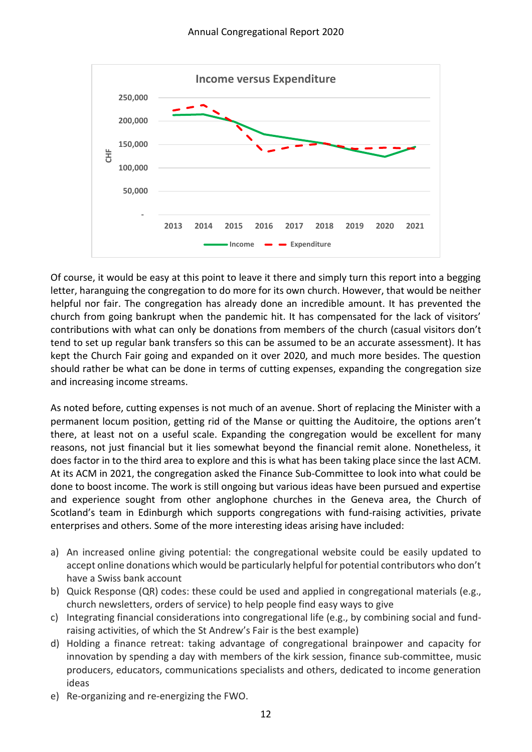Of course, it would be easy at this point to leave it there and simply turn this report into a begging letter, haranguing the congregation to do more for its own church. However, that would be neither helpful nor fair. The congregation has already done an incredible amount. It has prevented the church from going bankrupt when the pandemic hit. It has compensated for the lack of visitors' contributions with what can only be donations from members of the church (casual visitors don't tend to set up regular bank transfers so this can be assumed to be an accurate assessment). It has kept the Church Fair going and expanded on it over 2020, and much more besides. The question should rather be what can be done in terms of cutting expenses, expanding the congregation size and increasing income streams.

As noted before, cutting expenses is not much of an avenue. Short of replacing the Minister with a permanent locum position, getting rid of the Manse or quitting the Auditoire, the options aren't there, at least not on a useful scale. Expanding the congregation would be excellent for many reasons, not just financial but it lies somewhat beyond the financial remit alone. Nonetheless, it does factor in to the third area to explore and this is what has been taking place since the last ACM. At its ACM in 2021, the congregation asked the Finance Sub-Committee to look into what could be done to boost income. The work is still ongoing but various ideas have been pursued and expertise and experience sought from other anglophone churches in the Geneva area, the Church of Scotland's team in Edinburgh which supports congregations with fund-raising activities, private enterprises and others. Some of the more interesting ideas arising have included:

a) An increased online giving potential: the congregational website could be easily updated to accept online donations which would be particularly helpful for potential contributors who don't have a Swiss bank account
b) Quick Response (QR) codes: these could be used and applied in congregational materials (e.g., church newsletters, orders of service) to help people find easy ways to give
c) Integrating financial considerations into congregational life (e.g., by combining social and fund-raising activities, of which the St Andrew's Fair is the best example)
d) Holding a finance retreat: taking advantage of congregational brainpower and capacity for innovation by spending a day with members of the kirk session, finance sub-committee, music producers, educators, communications specialists and others, dedicated to income generation ideas
e) Re-organizing and re-energizing the FWO.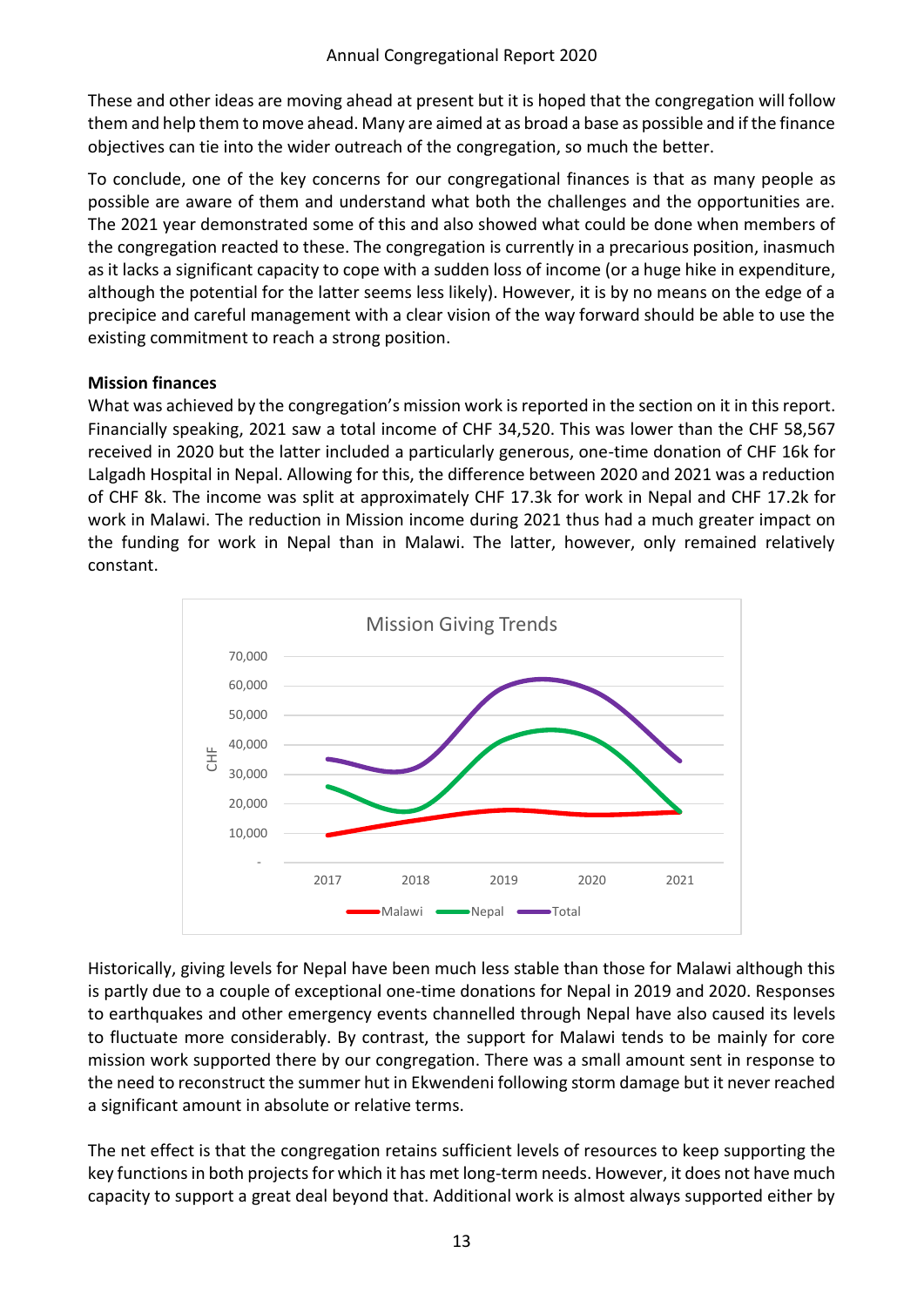These and other ideas are moving ahead at present but it is hoped that the congregation will follow them and help them to move ahead. Many are aimed at as broad a base as possible and if the finance objectives can tie into the wider outreach of the congregation, so much the better.

To conclude, one of the key concerns for our congregational finances is that as many people as possible are aware of them and understand what both the challenges and the opportunities are. The 2021 year demonstrated some of this and also showed what could be done when members of the congregation reacted to these. The congregation is currently in a precarious position, inasmuch as it lacks a significant capacity to cope with a sudden loss of income (or a huge hike in expenditure, although the potential for the latter seems less likely). However, it is by no means on the edge of a precipice and careful management with a clear vision of the way forward should be able to use the existing commitment to reach a strong position.

**Mission finances**

What was achieved by the congregation's mission work is reported in the section on it in this report. Financially speaking, 2021 saw a total income of CHF 34,520. This was lower than the CHF 58,567 received in 2020 but the latter included a particularly generous, one-time donation of CHF 16k for Lalgadh Hospital in Nepal. Allowing for this, the difference between 2020 and 2021 was a reduction of CHF 8k. The income was split at approximately CHF 17.3k for work in Nepal and CHF 17.2k for work in Malawi. The reduction in Mission income during 2021 thus had a much greater impact on the funding for work in Nepal than in Malawi. The latter, however, only remained relatively constant.

Historically, giving levels for Nepal have been much less stable than those for Malawi although this is partly due to a couple of exceptional one-time donations for Nepal in 2019 and 2020. Responses to earthquakes and other emergency events channelled through Nepal have also caused its levels to fluctuate more considerably. By contrast, the support for Malawi tends to be mainly for core mission work supported there by our congregation. There was a small amount sent in response to the need to reconstruct the summer hut in Ekwendeni following storm damage but it never reached a significant amount in absolute or relative terms.

The net effect is that the congregation retains sufficient levels of resources to keep supporting the key functions in both projects for which it has met long-term needs. However, it does not have much capacity to support a great deal beyond that. Additional work is almost always supported either by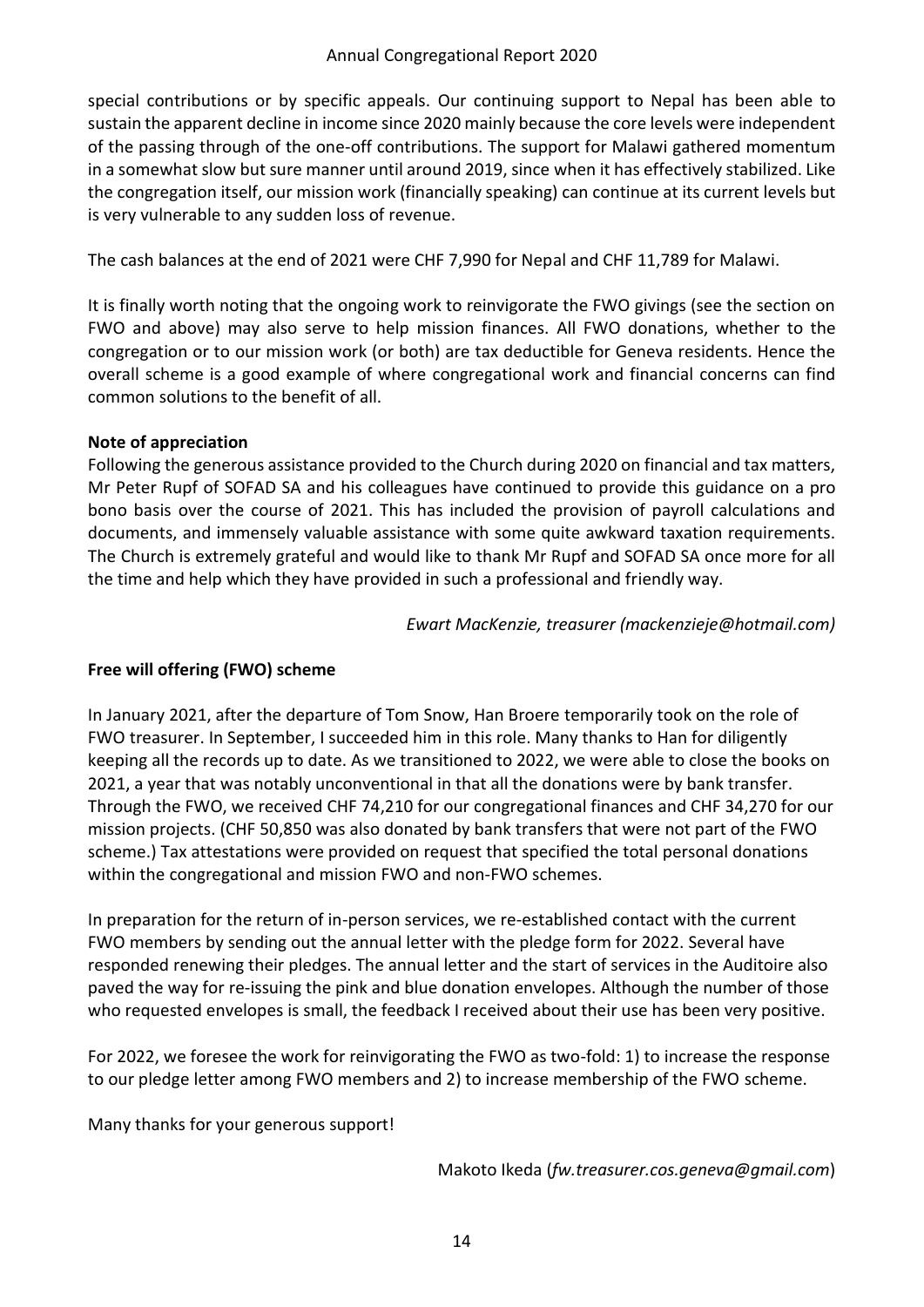special contributions or by specific appeals. Our continuing support to Nepal has been able to sustain the apparent decline in income since 2020 mainly because the core levels were independent of the passing through of the one-off contributions. The support for Malawi gathered momentum in a somewhat slow but sure manner until around 2019, since when it has effectively stabilized. Like the congregation itself, our mission work (financially speaking) can continue at its current levels but is very vulnerable to any sudden loss of revenue.

The cash balances at the end of 2021 were CHF 7,990 for Nepal and CHF 11,789 for Malawi.

It is finally worth noting that the ongoing work to reinvigorate the FWO givings (see the section on FWO and above) may also serve to help mission finances. All FWO donations, whether to the congregation or to our mission work (or both) are tax deductible for Geneva residents. Hence the overall scheme is a good example of where congregational work and financial concerns can find common solutions to the benefit of all.

**Note of appreciation**

Following the generous assistance provided to the Church during 2020 on financial and tax matters, Mr Peter Rupf of SOFAD SA and his colleagues have continued to provide this guidance on a pro bono basis over the course of 2021. This has included the provision of payroll calculations and documents, and immensely valuable assistance with some quite awkward taxation requirements. The Church is extremely grateful and would like to thank Mr Rupf and SOFAD SA once more for all the time and help which they have provided in such a professional and friendly way.

*Ewart MacKenzie, treasurer (mackenzieje@hotmail.com)*

## Free will offering (FWO) scheme

In January 2021, after the departure of Tom Snow, Han Broere temporarily took on the role of FWO treasurer. In September, I succeeded him in this role. Many thanks to Han for diligently keeping all the records up to date. As we transitioned to 2022, we were able to close the books on 2021, a year that was notably unconventional in that all the donations were by bank transfer. Through the FWO, we received CHF 74,210 for our congregational finances and CHF 34,270 for our mission projects. (CHF 50,850 was also donated by bank transfers that were not part of the FWO scheme.) Tax attestations were provided on request that specified the total personal donations within the congregational and mission FWO and non-FWO schemes.

In preparation for the return of in-person services, we re-established contact with the current FWO members by sending out the annual letter with the pledge form for 2022. Several have responded renewing their pledges. The annual letter and the start of services in the Auditoire also paved the way for re-issuing the pink and blue donation envelopes. Although the number of those who requested envelopes is small, the feedback I received about their use has been very positive.

For 2022, we foresee the work for reinvigorating the FWO as two-fold: 1) to increase the response to our pledge letter among FWO members and 2) to increase membership of the FWO scheme.

Many thanks for your generous support!

Makoto Ikeda (*fw.treasurer.cos.geneva@gmail.com*)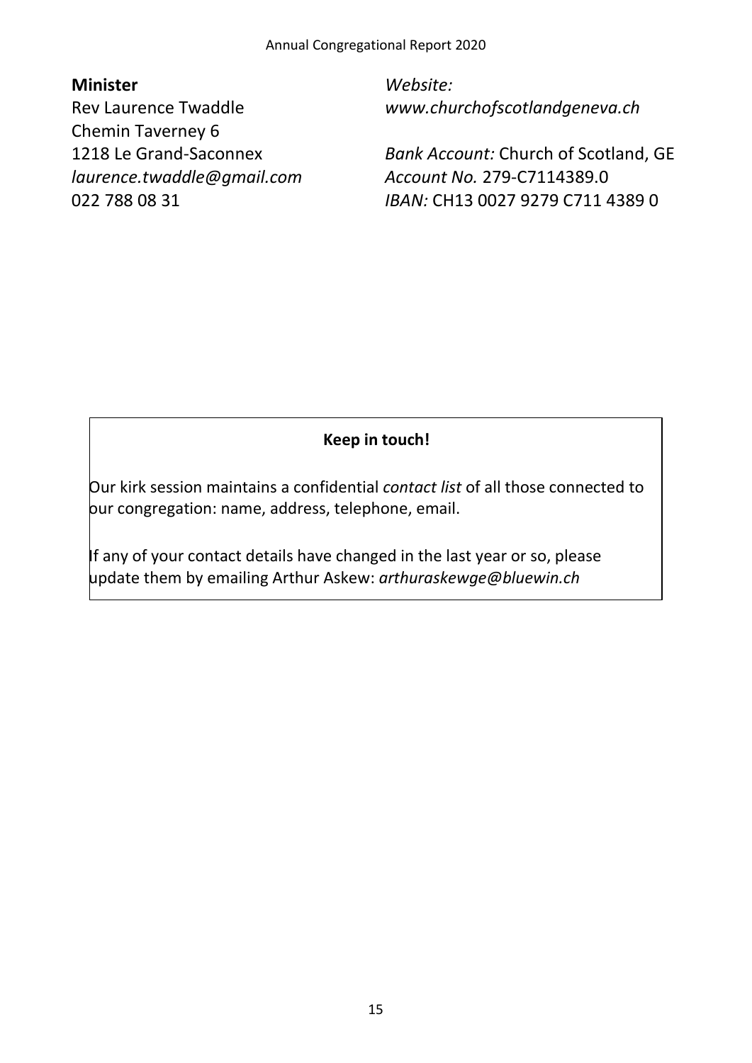**Minister**

Rev Laurence Twaddle
Chemin Taverney 6
1218 Le Grand-Saconnex
*laurence.twaddle@gmail.com*
022 788 08 31

*Website:*
*www.churchofscotlandgeneva.ch*

*Bank Account:* Church of Scotland, GE
*Account No.* 279-C7114389.0
*IBAN:* CH13 0027 9279 C711 4389 0

**Keep in touch!**

Our kirk session maintains a confidential *contact list* of all those connected to our congregation: name, address, telephone, email.

If any of your contact details have changed in the last year or so, please update them by emailing Arthur Askew: *arthuraskewge@bluewin.ch*